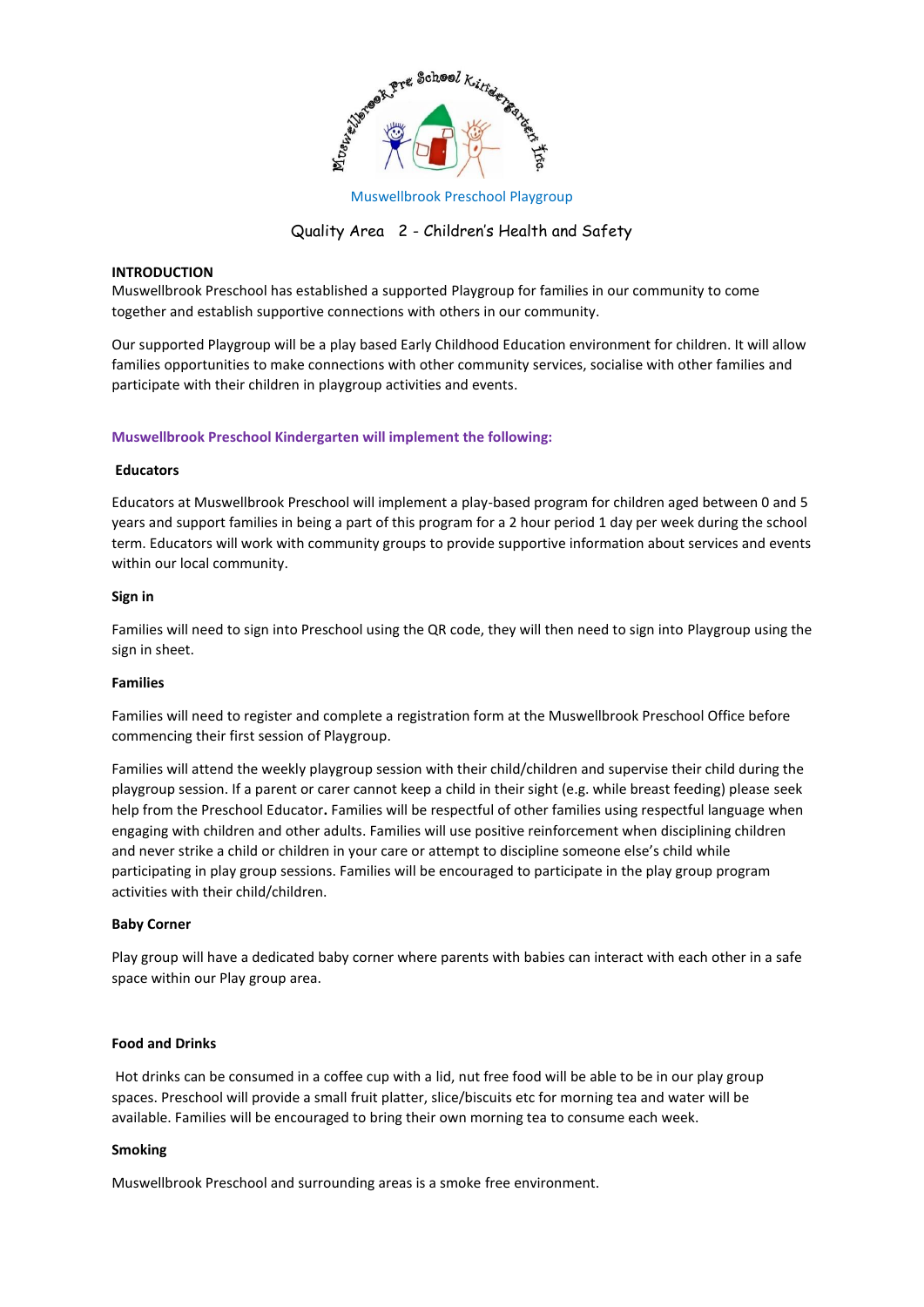Muswellbrook Preschool Playgroup

## Quality Area 2 - Children's Health and Safety

**INTRODUCTION**

Muswellbrook Preschool has established a supported Playgroup for families in our community to come together and establish supportive connections with others in our community.

Our supported Playgroup will be a play based Early Childhood Education environment for children. It will allow families opportunities to make connections with other community services, socialise with other families and participate with their children in playgroup activities and events.

**Muswellbrook Preschool Kindergarten will implement the following:**

**Educators**

Educators at Muswellbrook Preschool will implement a play-based program for children aged between 0 and 5 years and support families in being a part of this program for a 2 hour period 1 day per week during the school term. Educators will work with community groups to provide supportive information about services and events within our local community.

**Sign in**

Families will need to sign into Preschool using the QR code, they will then need to sign into Playgroup using the sign in sheet.

**Families**

Families will need to register and complete a registration form at the Muswellbrook Preschool Office before commencing their first session of Playgroup.

Families will attend the weekly playgroup session with their child/children and supervise their child during the playgroup session. If a parent or carer cannot keep a child in their sight (e.g. while breast feeding) please seek help from the Preschool Educator**.** Families will be respectful of other families using respectful language when engaging with children and other adults. Families will use positive reinforcement when disciplining children and never strike a child or children in your care or attempt to discipline someone else's child while participating in play group sessions. Families will be encouraged to participate in the play group program activities with their child/children.

**Baby Corner**

Play group will have a dedicated baby corner where parents with babies can interact with each other in a safe space within our Play group area.

**Food and Drinks**

Hot drinks can be consumed in a coffee cup with a lid, nut free food will be able to be in our play group spaces. Preschool will provide a small fruit platter, slice/biscuits etc for morning tea and water will be available. Families will be encouraged to bring their own morning tea to consume each week.

**Smoking**

Muswellbrook Preschool and surrounding areas is a smoke free environment.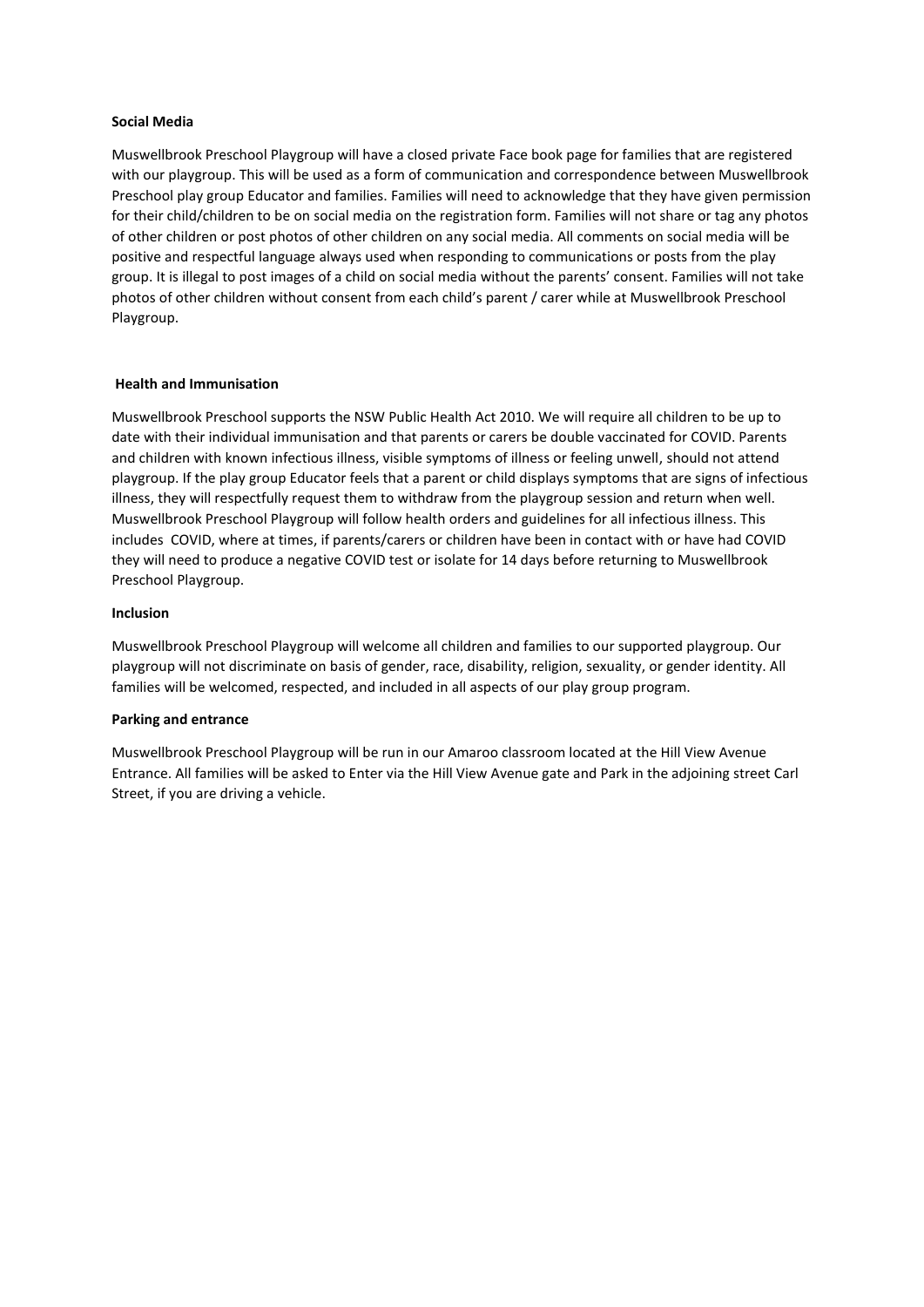**Social Media**

Muswellbrook Preschool Playgroup will have a closed private Face book page for families that are registered with our playgroup. This will be used as a form of communication and correspondence between Muswellbrook Preschool play group Educator and families. Families will need to acknowledge that they have given permission for their child/children to be on social media on the registration form. Families will not share or tag any photos of other children or post photos of other children on any social media. All comments on social media will be positive and respectful language always used when responding to communications or posts from the play group. It is illegal to post images of a child on social media without the parents' consent. Families will not take photos of other children without consent from each child's parent / carer while at Muswellbrook Preschool Playgroup.

**Health and Immunisation**

Muswellbrook Preschool supports the NSW Public Health Act 2010. We will require all children to be up to date with their individual immunisation and that parents or carers be double vaccinated for COVID. Parents and children with known infectious illness, visible symptoms of illness or feeling unwell, should not attend playgroup. If the play group Educator feels that a parent or child displays symptoms that are signs of infectious illness, they will respectfully request them to withdraw from the playgroup session and return when well. Muswellbrook Preschool Playgroup will follow health orders and guidelines for all infectious illness. This includes COVID, where at times, if parents/carers or children have been in contact with or have had COVID they will need to produce a negative COVID test or isolate for 14 days before returning to Muswellbrook Preschool Playgroup.

**Inclusion**

Muswellbrook Preschool Playgroup will welcome all children and families to our supported playgroup. Our playgroup will not discriminate on basis of gender, race, disability, religion, sexuality, or gender identity. All families will be welcomed, respected, and included in all aspects of our play group program.

**Parking and entrance**

Muswellbrook Preschool Playgroup will be run in our Amaroo classroom located at the Hill View Avenue Entrance. All families will be asked to Enter via the Hill View Avenue gate and Park in the adjoining street Carl Street, if you are driving a vehicle.